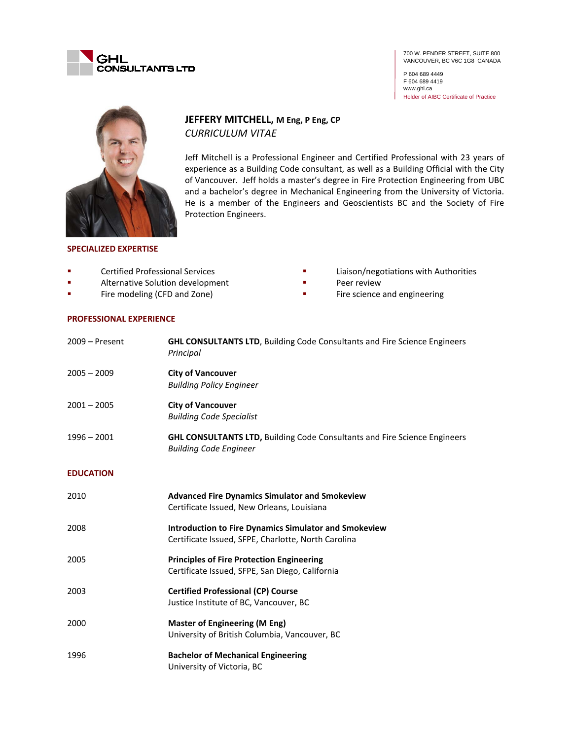GHL CONSULTANTS LTD

700 W. PENDER STREET, SUITE 800
VANCOUVER, BC V6C 1G8 CANADA

P 604 689 4449
F 604 689 4419
www.ghl.ca
Holder of AIBC Certificate of Practice

# JEFFERY MITCHELL, M Eng, P Eng, CP

*CURRICULUM VITAE*

Jeff Mitchell is a Professional Engineer and Certified Professional with 23 years of experience as a Building Code consultant, as well as a Building Official with the City of Vancouver. Jeff holds a master's degree in Fire Protection Engineering from UBC and a bachelor's degree in Mechanical Engineering from the University of Victoria. He is a member of the Engineers and Geoscientists BC and the Society of Fire Protection Engineers.

## SPECIALIZED EXPERTISE

- Certified Professional Services
- Alternative Solution development
- Fire modeling (CFD and Zone)
- Liaison/negotiations with Authorities
- Peer review
- Fire science and engineering

## PROFESSIONAL EXPERIENCE

| | |
|---|---|
| 2009 – Present | **GHL CONSULTANTS LTD**, Building Code Consultants and Fire Science Engineers<br>*Principal* |
| 2005 – 2009 | **City of Vancouver**<br>*Building Policy Engineer* |
| 2001 – 2005 | **City of Vancouver**<br>*Building Code Specialist* |
| 1996 – 2001 | **GHL CONSULTANTS LTD,** Building Code Consultants and Fire Science Engineers<br>*Building Code Engineer* |

## EDUCATION

| | |
|---|---|
| 2010 | **Advanced Fire Dynamics Simulator and Smokeview**<br>Certificate Issued, New Orleans, Louisiana |
| 2008 | **Introduction to Fire Dynamics Simulator and Smokeview**<br>Certificate Issued, SFPE, Charlotte, North Carolina |
| 2005 | **Principles of Fire Protection Engineering**<br>Certificate Issued, SFPE, San Diego, California |
| 2003 | **Certified Professional (CP) Course**<br>Justice Institute of BC, Vancouver, BC |
| 2000 | **Master of Engineering (M Eng)**<br>University of British Columbia, Vancouver, BC |
| 1996 | **Bachelor of Mechanical Engineering**<br>University of Victoria, BC |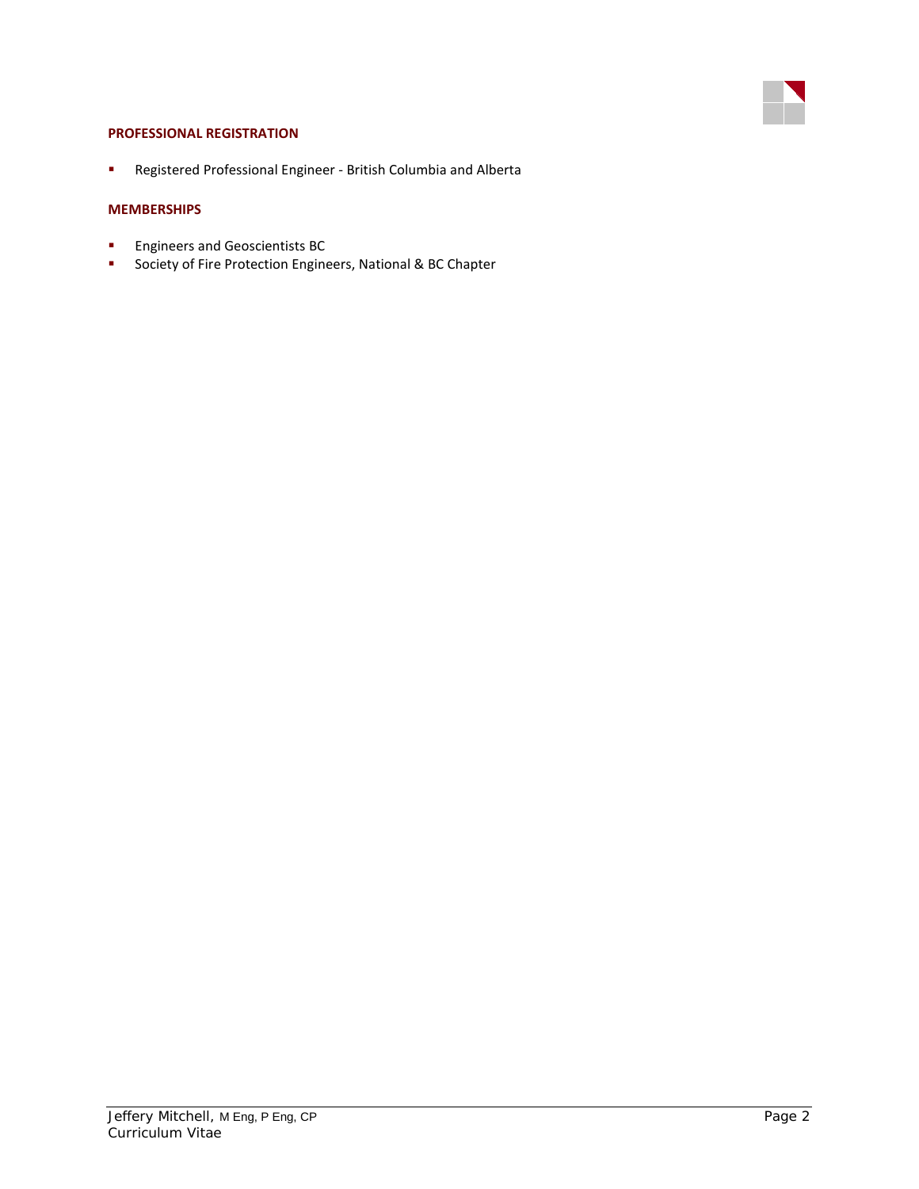## PROFESSIONAL REGISTRATION

- Registered Professional Engineer - British Columbia and Alberta

## MEMBERSHIPS

- Engineers and Geoscientists BC
- Society of Fire Protection Engineers, National & BC Chapter